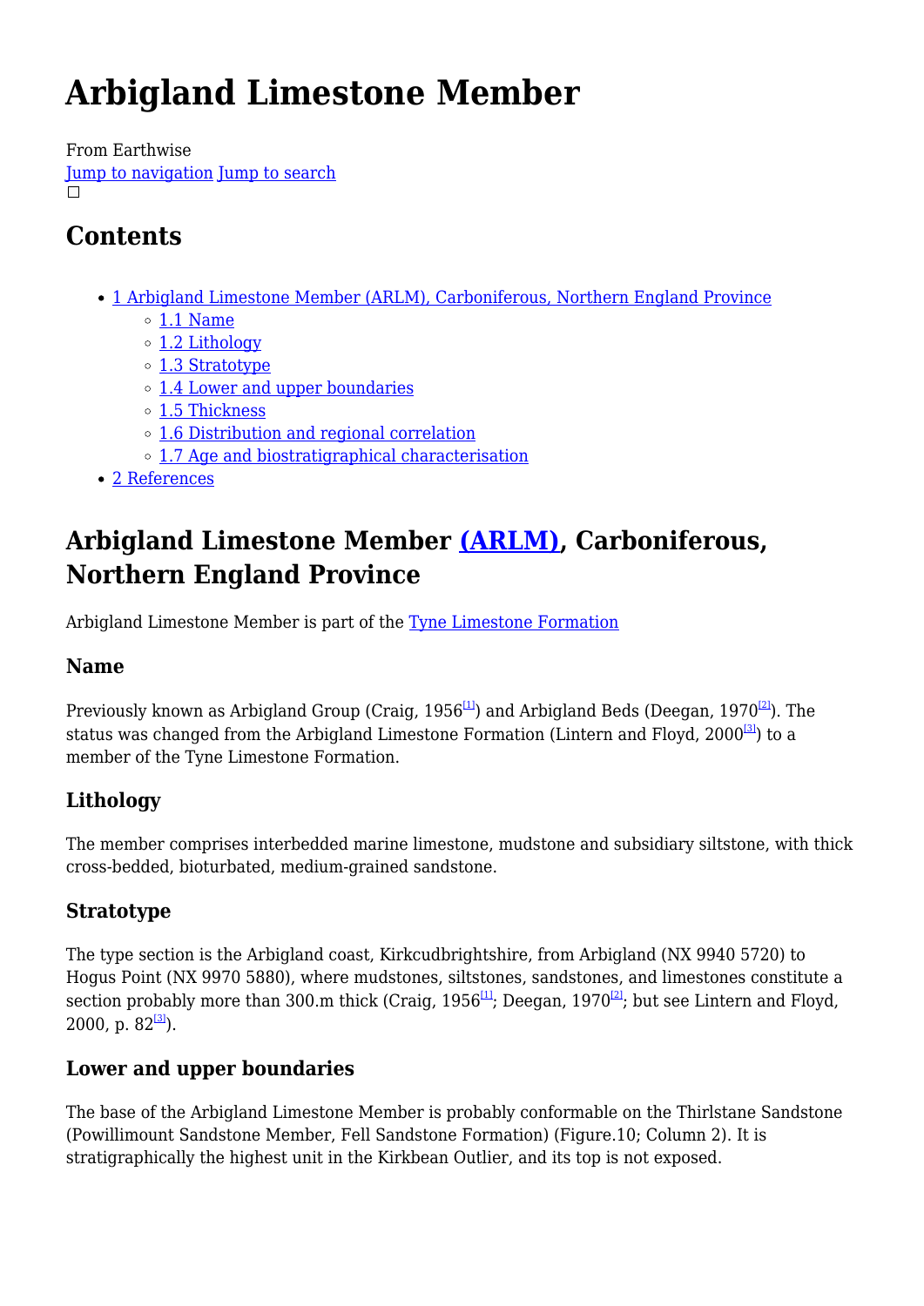# Arbigland Limestone Member

From Earthwise
Jump to navigation Jump to search

## Contents

- 1 Arbigland Limestone Member (ARLM), Carboniferous, Northern England Province
  - 1.1 Name
  - 1.2 Lithology
  - 1.3 Stratotype
  - 1.4 Lower and upper boundaries
  - 1.5 Thickness
  - 1.6 Distribution and regional correlation
  - 1.7 Age and biostratigraphical characterisation
- 2 References

## Arbigland Limestone Member (ARLM), Carboniferous, Northern England Province

Arbigland Limestone Member is part of the Tyne Limestone Formation

### Name

Previously known as Arbigland Group (Craig, 1956[1]) and Arbigland Beds (Deegan, 1970[2]). The status was changed from the Arbigland Limestone Formation (Lintern and Floyd, 2000[3]) to a member of the Tyne Limestone Formation.

### Lithology

The member comprises interbedded marine limestone, mudstone and subsidiary siltstone, with thick cross-bedded, bioturbated, medium-grained sandstone.

### Stratotype

The type section is the Arbigland coast, Kirkcudbrightshire, from Arbigland (NX 9940 5720) to Hogus Point (NX 9970 5880), where mudstones, siltstones, sandstones, and limestones constitute a section probably more than 300.m thick (Craig, 1956[1]; Deegan, 1970[2]; but see Lintern and Floyd, 2000, p. 82[3]).

### Lower and upper boundaries

The base of the Arbigland Limestone Member is probably conformable on the Thirlstane Sandstone (Powillimount Sandstone Member, Fell Sandstone Formation) (Figure.10; Column 2). It is stratigraphically the highest unit in the Kirkbean Outlier, and its top is not exposed.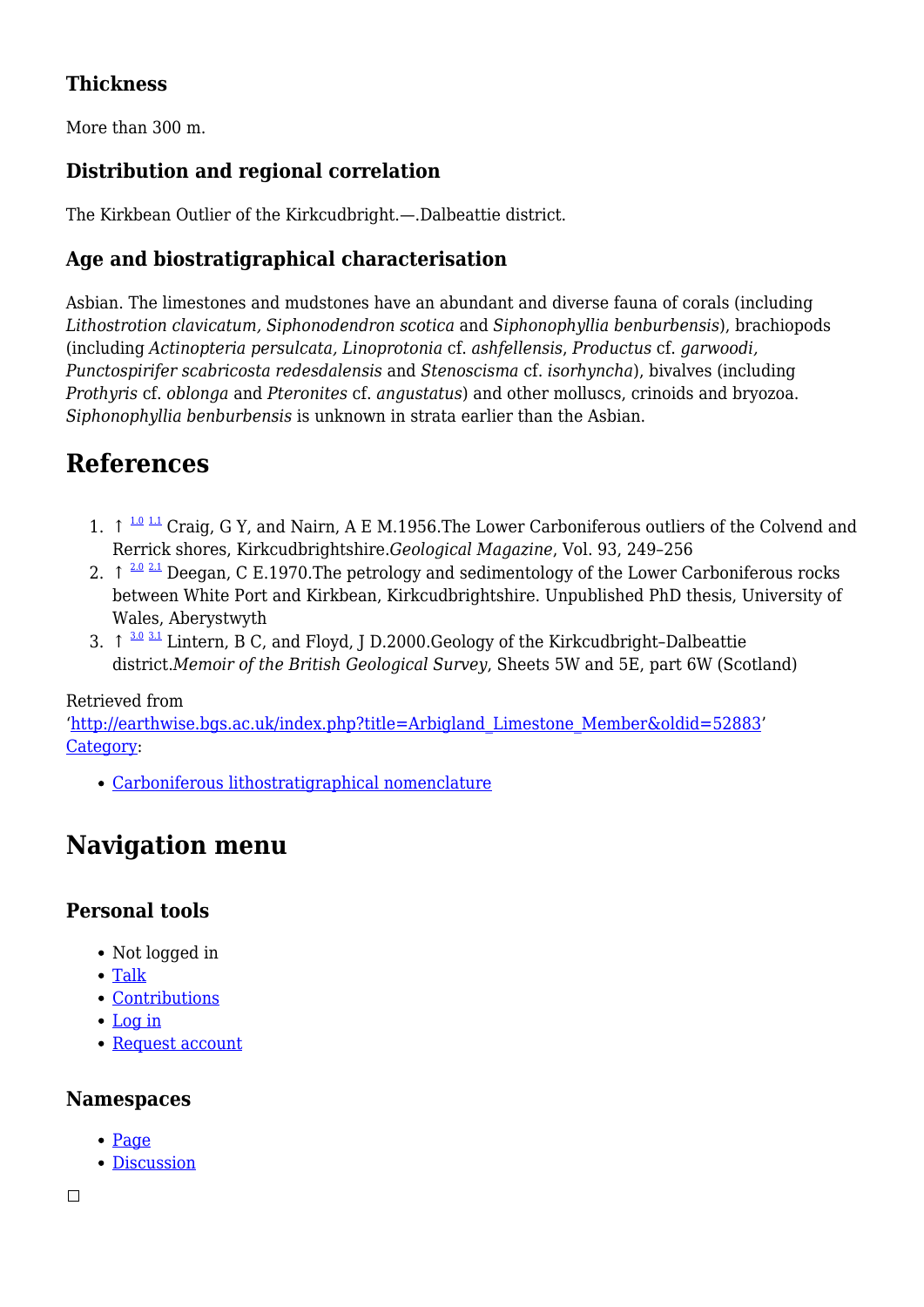### Thickness

More than 300 m.

### Distribution and regional correlation

The Kirkbean Outlier of the Kirkcudbright.—.Dalbeattie district.

### Age and biostratigraphical characterisation

Asbian. The limestones and mudstones have an abundant and diverse fauna of corals (including *Lithostrotion clavicatum, Siphonodendron scotica* and *Siphonophyllia benburbensis*), brachiopods (including *Actinopteria persulcata, Linoprotonia* cf. *ashfellensis*, *Productus* cf. *garwoodi, Punctospirifer scabricosta redesdalensis* and *Stenoscisma* cf. *isorhyncha*), bivalves (including *Prothyris* cf. *oblonga* and *Pteronites* cf. *angustatus*) and other molluscs, crinoids and bryozoa. *Siphonophyllia benburbensis* is unknown in strata earlier than the Asbian.

## References

1. ↑ [1.0] [1.1] Craig, G Y, and Nairn, A E M.1956.The Lower Carboniferous outliers of the Colvend and Rerrick shores, Kirkcudbrightshire.*Geological Magazine*, Vol. 93, 249–256
2. ↑ [2.0] [2.1] Deegan, C E.1970.The petrology and sedimentology of the Lower Carboniferous rocks between White Port and Kirkbean, Kirkcudbrightshire. Unpublished PhD thesis, University of Wales, Aberystwyth
3. ↑ [3.0] [3.1] Lintern, B C, and Floyd, J D.2000.Geology of the Kirkcudbright–Dalbeattie district.*Memoir of the British Geological Survey*, Sheets 5W and 5E, part 6W (Scotland)

Retrieved from 'http://earthwise.bgs.ac.uk/index.php?title=Arbigland_Limestone_Member&oldid=52883'
Category:

- Carboniferous lithostratigraphical nomenclature

# Navigation menu

### Personal tools

- Not logged in
- Talk
- Contributions
- Log in
- Request account

### Namespaces

- Page
- Discussion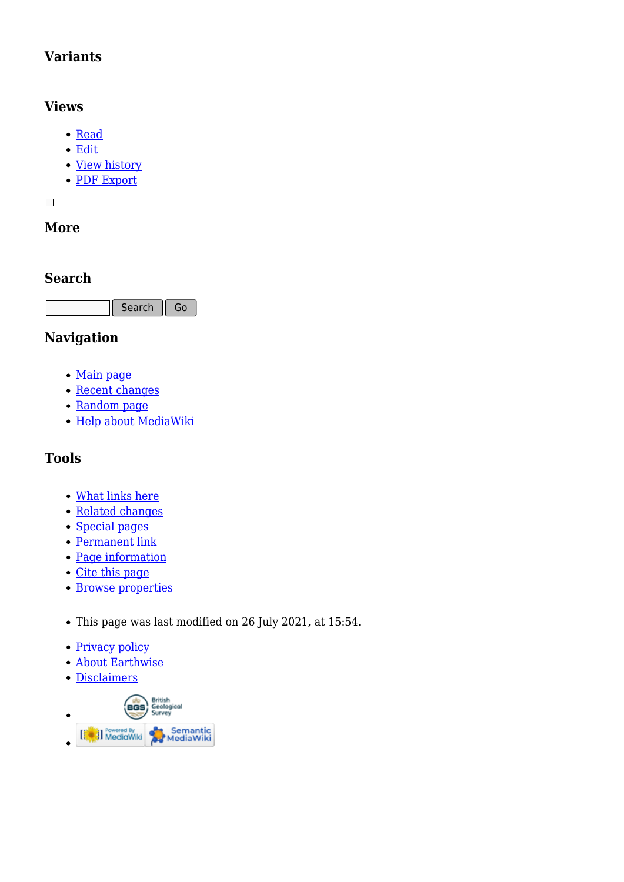### Variants

### Views

- Read
- Edit
- View history
- PDF Export

☐

### More

### Search

Search Go

### Navigation

- Main page
- Recent changes
- Random page
- Help about MediaWiki

### Tools

- What links here
- Related changes
- Special pages
- Permanent link
- Page information
- Cite this page
- Browse properties

- This page was last modified on 26 July 2021, at 15:54.

- Privacy policy
- About Earthwise
- Disclaimers